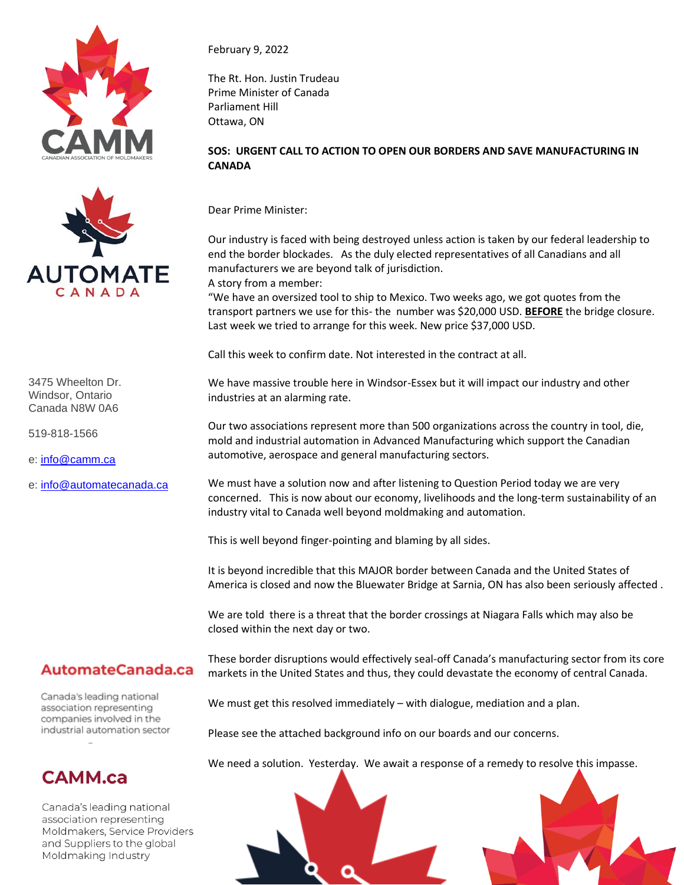CAMM
CANADIAN ASSOCIATION OF MOLDMAKERS

AUTOMATE CANADA

3475 Wheelton Dr.
Windsor, Ontario
Canada N8W 0A6

519-818-1566

e: info@camm.ca

e: info@automatecanada.ca

**AutomateCanada.ca**

Canada's leading national association representing companies involved in the industrial automation sector

**CAMM.ca**

Canada's leading national association representing Moldmakers, Service Providers and Suppliers to the global Moldmaking Industry

February 9, 2022

The Rt. Hon. Justin Trudeau
Prime Minister of Canada
Parliament Hill
Ottawa, ON

**SOS: URGENT CALL TO ACTION TO OPEN OUR BORDERS AND SAVE MANUFACTURING IN CANADA**

Dear Prime Minister:

Our industry is faced with being destroyed unless action is taken by our federal leadership to end the border blockades. As the duly elected representatives of all Canadians and all manufacturers we are beyond talk of jurisdiction.
A story from a member:
"We have an oversized tool to ship to Mexico. Two weeks ago, we got quotes from the transport partners we use for this- the number was $20,000 USD. **BEFORE** the bridge closure. Last week we tried to arrange for this week. New price $37,000 USD.

Call this week to confirm date. Not interested in the contract at all.

We have massive trouble here in Windsor-Essex but it will impact our industry and other industries at an alarming rate.

Our two associations represent more than 500 organizations across the country in tool, die, mold and industrial automation in Advanced Manufacturing which support the Canadian automotive, aerospace and general manufacturing sectors.

We must have a solution now and after listening to Question Period today we are very concerned. This is now about our economy, livelihoods and the long-term sustainability of an industry vital to Canada well beyond moldmaking and automation.

This is well beyond finger-pointing and blaming by all sides.

It is beyond incredible that this MAJOR border between Canada and the United States of America is closed and now the Bluewater Bridge at Sarnia, ON has also been seriously affected .

We are told there is a threat that the border crossings at Niagara Falls which may also be closed within the next day or two.

These border disruptions would effectively seal-off Canada's manufacturing sector from its core markets in the United States and thus, they could devastate the economy of central Canada.

We must get this resolved immediately – with dialogue, mediation and a plan.

Please see the attached background info on our boards and our concerns.

We need a solution. Yesterday. We await a response of a remedy to resolve this impasse.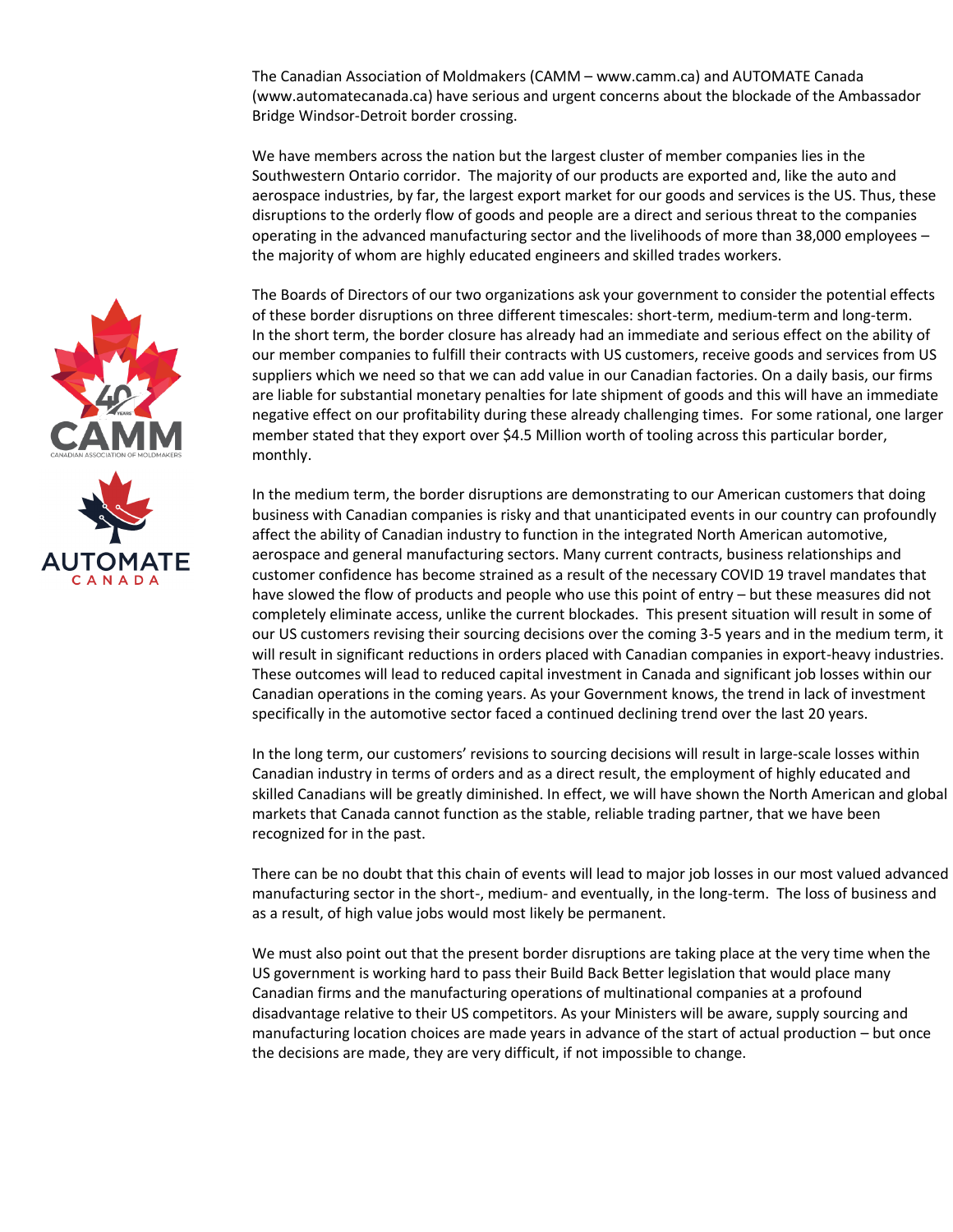The Canadian Association of Moldmakers (CAMM – www.camm.ca) and AUTOMATE Canada (www.automatecanada.ca) have serious and urgent concerns about the blockade of the Ambassador Bridge Windsor-Detroit border crossing.

We have members across the nation but the largest cluster of member companies lies in the Southwestern Ontario corridor. The majority of our products are exported and, like the auto and aerospace industries, by far, the largest export market for our goods and services is the US. Thus, these disruptions to the orderly flow of goods and people are a direct and serious threat to the companies operating in the advanced manufacturing sector and the livelihoods of more than 38,000 employees – the majority of whom are highly educated engineers and skilled trades workers.

The Boards of Directors of our two organizations ask your government to consider the potential effects of these border disruptions on three different timescales: short-term, medium-term and long-term. In the short term, the border closure has already had an immediate and serious effect on the ability of our member companies to fulfill their contracts with US customers, receive goods and services from US suppliers which we need so that we can add value in our Canadian factories. On a daily basis, our firms are liable for substantial monetary penalties for late shipment of goods and this will have an immediate negative effect on our profitability during these already challenging times. For some rational, one larger member stated that they export over $4.5 Million worth of tooling across this particular border, monthly.

In the medium term, the border disruptions are demonstrating to our American customers that doing business with Canadian companies is risky and that unanticipated events in our country can profoundly affect the ability of Canadian industry to function in the integrated North American automotive, aerospace and general manufacturing sectors. Many current contracts, business relationships and customer confidence has become strained as a result of the necessary COVID 19 travel mandates that have slowed the flow of products and people who use this point of entry – but these measures did not completely eliminate access, unlike the current blockades. This present situation will result in some of our US customers revising their sourcing decisions over the coming 3-5 years and in the medium term, it will result in significant reductions in orders placed with Canadian companies in export-heavy industries. These outcomes will lead to reduced capital investment in Canada and significant job losses within our Canadian operations in the coming years. As your Government knows, the trend in lack of investment specifically in the automotive sector faced a continued declining trend over the last 20 years.

In the long term, our customers' revisions to sourcing decisions will result in large-scale losses within Canadian industry in terms of orders and as a direct result, the employment of highly educated and skilled Canadians will be greatly diminished. In effect, we will have shown the North American and global markets that Canada cannot function as the stable, reliable trading partner, that we have been recognized for in the past.

There can be no doubt that this chain of events will lead to major job losses in our most valued advanced manufacturing sector in the short-, medium- and eventually, in the long-term. The loss of business and as a result, of high value jobs would most likely be permanent.

We must also point out that the present border disruptions are taking place at the very time when the US government is working hard to pass their Build Back Better legislation that would place many Canadian firms and the manufacturing operations of multinational companies at a profound disadvantage relative to their US competitors. As your Ministers will be aware, supply sourcing and manufacturing location choices are made years in advance of the start of actual production – but once the decisions are made, they are very difficult, if not impossible to change.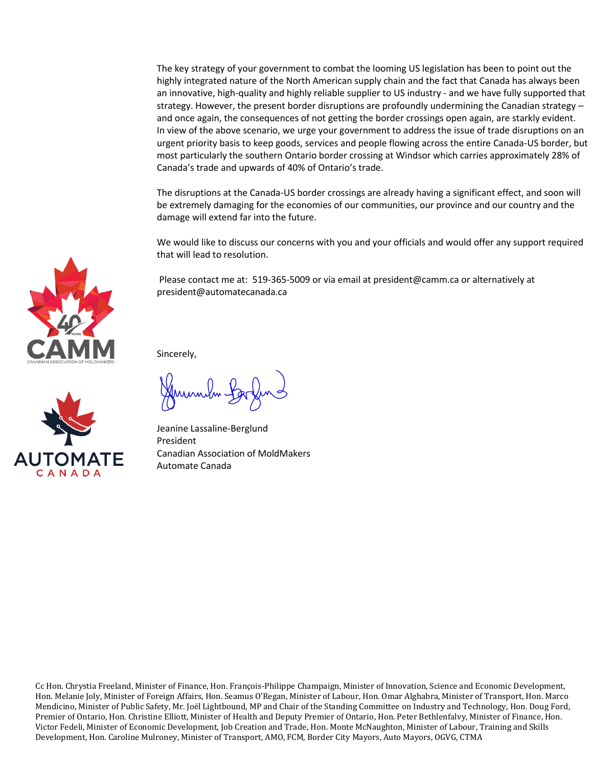The key strategy of your government to combat the looming US legislation has been to point out the highly integrated nature of the North American supply chain and the fact that Canada has always been an innovative, high-quality and highly reliable supplier to US industry - and we have fully supported that strategy. However, the present border disruptions are profoundly undermining the Canadian strategy – and once again, the consequences of not getting the border crossings open again, are starkly evident. In view of the above scenario, we urge your government to address the issue of trade disruptions on an urgent priority basis to keep goods, services and people flowing across the entire Canada-US border, but most particularly the southern Ontario border crossing at Windsor which carries approximately 28% of Canada's trade and upwards of 40% of Ontario's trade.

The disruptions at the Canada-US border crossings are already having a significant effect, and soon will be extremely damaging for the economies of our communities, our province and our country and the damage will extend far into the future.

We would like to discuss our concerns with you and your officials and would offer any support required that will lead to resolution.

Please contact me at: 519-365-5009 or via email at president@camm.ca or alternatively at president@automatecanada.ca

Sincerely,

Jeanine Lassaline-Berglund
President
Canadian Association of MoldMakers
Automate Canada

Cc Hon. Chrystia Freeland, Minister of Finance, Hon. François-Philippe Champaign, Minister of Innovation, Science and Economic Development, Hon. Melanie Joly, Minister of Foreign Affairs, Hon. Seamus O'Regan, Minister of Labour, Hon. Omar Alghabra, Minister of Transport, Hon. Marco Mendicino, Minister of Public Safety, Mr. Joël Lightbound, MP and Chair of the Standing Committee on Industry and Technology, Hon. Doug Ford, Premier of Ontario, Hon. Christine Elliott, Minister of Health and Deputy Premier of Ontario, Hon. Peter Bethlenfalvy, Minister of Finance, Hon. Victor Fedeli, Minister of Economic Development, Job Creation and Trade, Hon. Monte McNaughton, Minister of Labour, Training and Skills Development, Hon. Caroline Mulroney, Minister of Transport, AMO, FCM, Border City Mayors, Auto Mayors, OGVG, CTMA